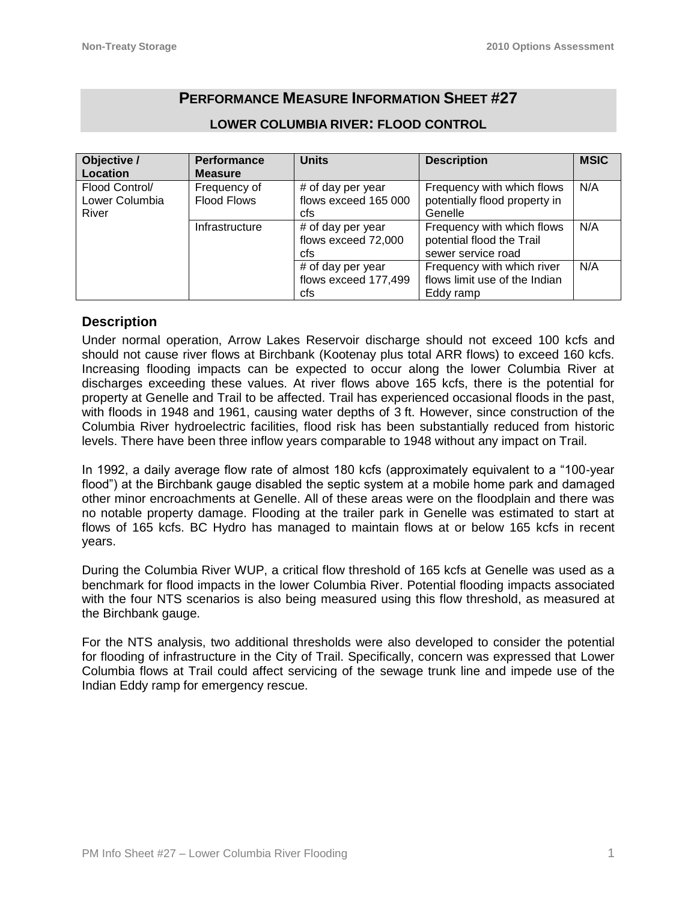## PERFORMANCE MEASURE INFORMATION SHEET #27

### LOWER COLUMBIA RIVER: FLOOD CONTROL

| Objective / Location | Performance Measure | Units | Description | MSIC |
|---|---|---|---|---|
| Flood Control/ Lower Columbia River | Frequency of Flood Flows | # of day per year flows exceed 165 000 cfs | Frequency with which flows potentially flood property in Genelle | N/A |
| | Infrastructure | # of day per year flows exceed 72,000 cfs | Frequency with which flows potential flood the Trail sewer service road | N/A |
| | | # of day per year flows exceed 177,499 cfs | Frequency with which river flows limit use of the Indian Eddy ramp | N/A |

### Description

Under normal operation, Arrow Lakes Reservoir discharge should not exceed 100 kcfs and should not cause river flows at Birchbank (Kootenay plus total ARR flows) to exceed 160 kcfs. Increasing flooding impacts can be expected to occur along the lower Columbia River at discharges exceeding these values. At river flows above 165 kcfs, there is the potential for property at Genelle and Trail to be affected. Trail has experienced occasional floods in the past, with floods in 1948 and 1961, causing water depths of 3 ft. However, since construction of the Columbia River hydroelectric facilities, flood risk has been substantially reduced from historic levels. There have been three inflow years comparable to 1948 without any impact on Trail.

In 1992, a daily average flow rate of almost 180 kcfs (approximately equivalent to a "100-year flood") at the Birchbank gauge disabled the septic system at a mobile home park and damaged other minor encroachments at Genelle. All of these areas were on the floodplain and there was no notable property damage. Flooding at the trailer park in Genelle was estimated to start at flows of 165 kcfs. BC Hydro has managed to maintain flows at or below 165 kcfs in recent years.

During the Columbia River WUP, a critical flow threshold of 165 kcfs at Genelle was used as a benchmark for flood impacts in the lower Columbia River. Potential flooding impacts associated with the four NTS scenarios is also being measured using this flow threshold, as measured at the Birchbank gauge.

For the NTS analysis, two additional thresholds were also developed to consider the potential for flooding of infrastructure in the City of Trail. Specifically, concern was expressed that Lower Columbia flows at Trail could affect servicing of the sewage trunk line and impede use of the Indian Eddy ramp for emergency rescue.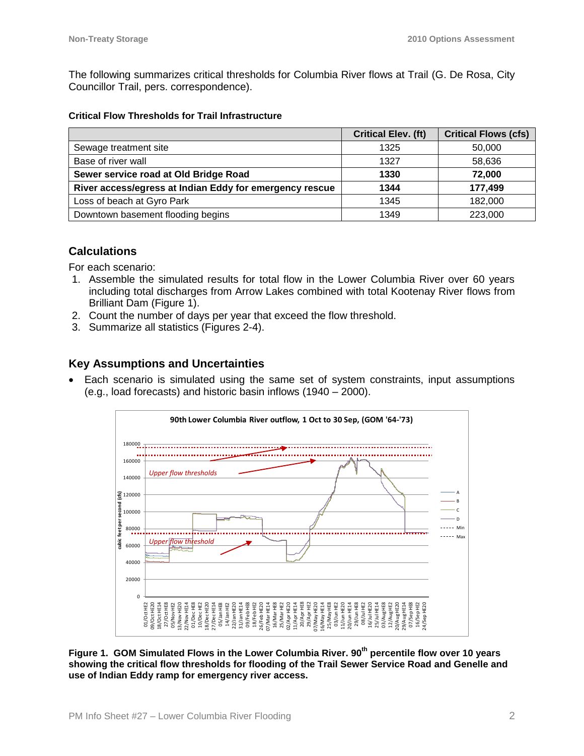The following summarizes critical thresholds for Columbia River flows at Trail (G. De Rosa, City Councillor Trail, pers. correspondence).

**Critical Flow Thresholds for Trail Infrastructure**

| | Critical Elev. (ft) | Critical Flows (cfs) |
|---|---|---|
| Sewage treatment site | 1325 | 50,000 |
| Base of river wall | 1327 | 58,636 |
| **Sewer service road at Old Bridge Road** | **1330** | **72,000** |
| **River access/egress at Indian Eddy for emergency rescue** | **1344** | **177,499** |
| Loss of beach at Gyro Park | 1345 | 182,000 |
| Downtown basement flooding begins | 1349 | 223,000 |

## Calculations

For each scenario:

1. Assemble the simulated results for total flow in the Lower Columbia River over 60 years including total discharges from Arrow Lakes combined with total Kootenay River flows from Brilliant Dam (Figure 1).
2. Count the number of days per year that exceed the flow threshold.
3. Summarize all statistics (Figures 2-4).

## Key Assumptions and Uncertainties

- Each scenario is simulated using the same set of system constraints, input assumptions (e.g., load forecasts) and historic basin inflows (1940 – 2000).

**Figure 1. GOM Simulated Flows in the Lower Columbia River. 90th percentile flow over 10 years showing the critical flow thresholds for flooding of the Trail Sewer Service Road and Genelle and use of Indian Eddy ramp for emergency river access.**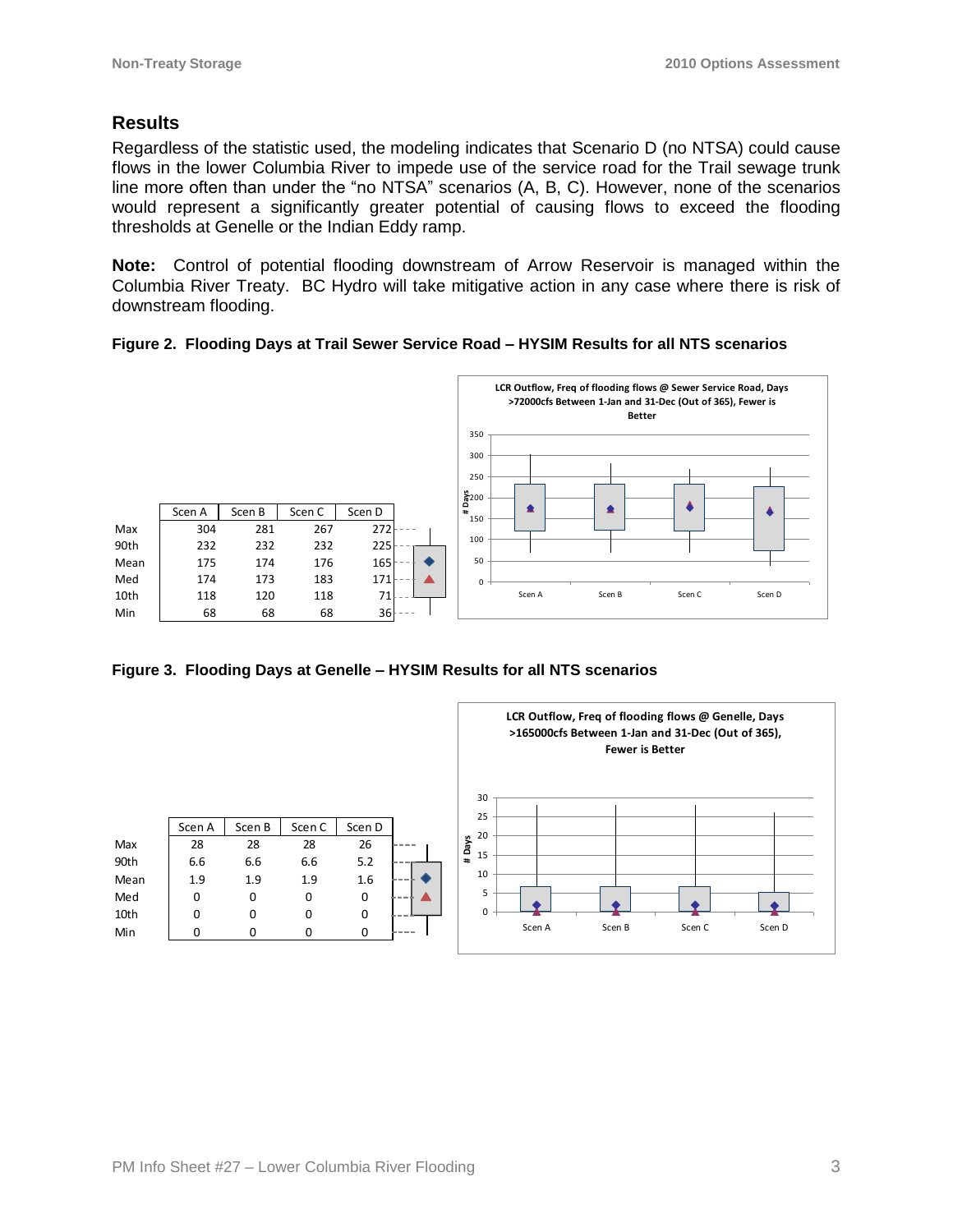## Results

Regardless of the statistic used, the modeling indicates that Scenario D (no NTSA) could cause flows in the lower Columbia River to impede use of the service road for the Trail sewage trunk line more often than under the "no NTSA" scenarios (A, B, C). However, none of the scenarios would represent a significantly greater potential of causing flows to exceed the flooding thresholds at Genelle or the Indian Eddy ramp.

**Note:** Control of potential flooding downstream of Arrow Reservoir is managed within the Columbia River Treaty. BC Hydro will take mitigative action in any case where there is risk of downstream flooding.

**Figure 2. Flooding Days at Trail Sewer Service Road – HYSIM Results for all NTS scenarios**

| | Scen A | Scen B | Scen C | Scen D |
|---|---|---|---|---|
| Max | 304 | 281 | 267 | 272 |
| 90th | 232 | 232 | 232 | 225 |
| Mean | 175 | 174 | 176 | 165 |
| Med | 174 | 173 | 183 | 171 |
| 10th | 118 | 120 | 118 | 71 |
| Min | 68 | 68 | 68 | 36 |

LCR Outflow, Freq of flooding flows @ Sewer Service Road, Days >72000cfs Between 1-Jan and 31-Dec (Out of 365), Fewer is Better

**Figure 3. Flooding Days at Genelle – HYSIM Results for all NTS scenarios**

| | Scen A | Scen B | Scen C | Scen D |
|---|---|---|---|---|
| Max | 28 | 28 | 28 | 26 |
| 90th | 6.6 | 6.6 | 6.6 | 5.2 |
| Mean | 1.9 | 1.9 | 1.9 | 1.6 |
| Med | 0 | 0 | 0 | 0 |
| 10th | 0 | 0 | 0 | 0 |
| Min | 0 | 0 | 0 | 0 |

LCR Outflow, Freq of flooding flows @ Genelle, Days >165000cfs Between 1-Jan and 31-Dec (Out of 365), Fewer is Better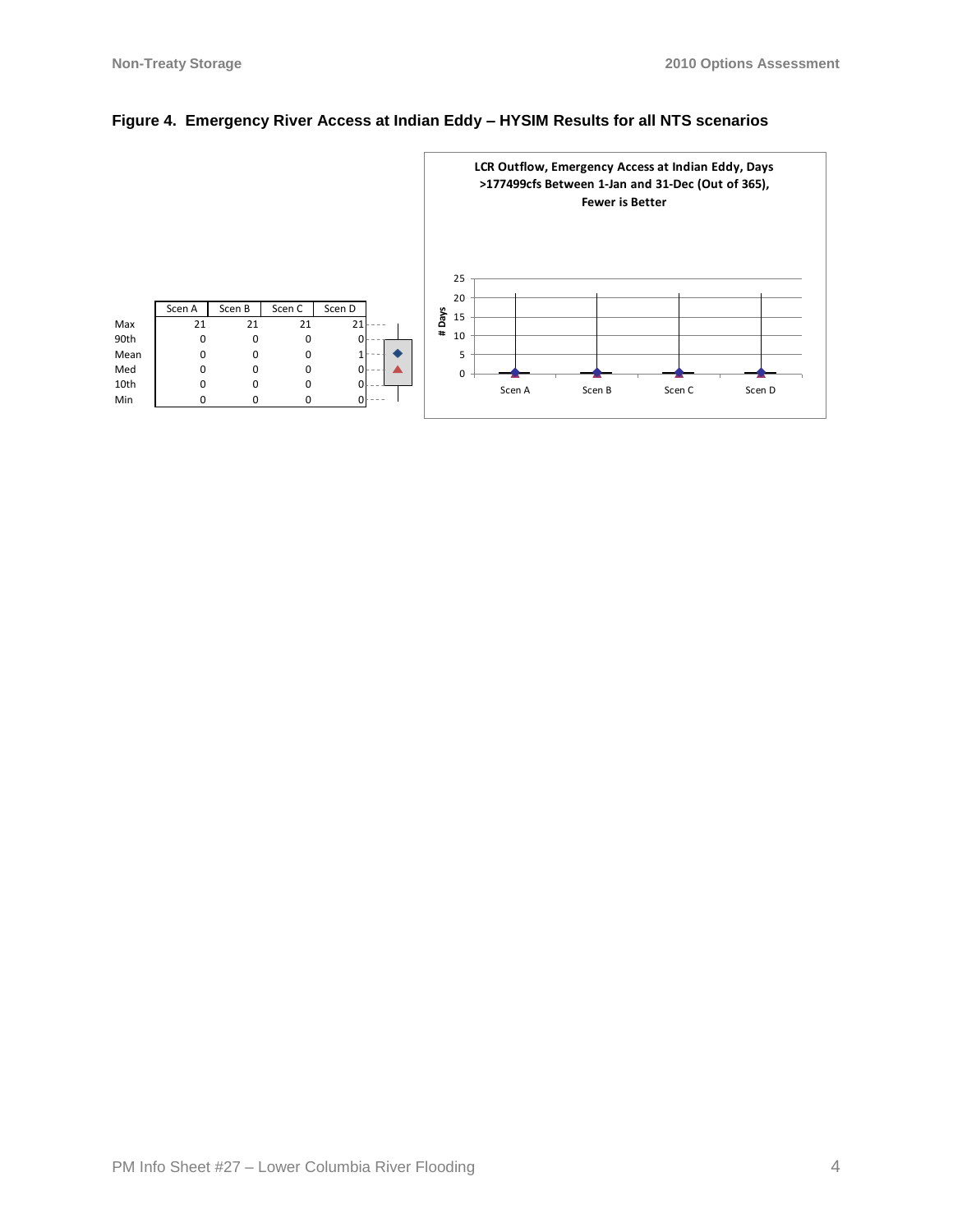**Figure 4. Emergency River Access at Indian Eddy – HYSIM Results for all NTS scenarios**

| | Scen A | Scen B | Scen C | Scen D |
|---|---|---|---|---|
| Max | 21 | 21 | 21 | 21 |
| 90th | 0 | 0 | 0 | 0 |
| Mean | 0 | 0 | 0 | 1 |
| Med | 0 | 0 | 0 | 0 |
| 10th | 0 | 0 | 0 | 0 |
| Min | 0 | 0 | 0 | 0 |

LCR Outflow, Emergency Access at Indian Eddy, Days >177499cfs Between 1-Jan and 31-Dec (Out of 365), Fewer is Better

# Days

25
20
15
10
5
0

Scen A
Scen B
Scen C
Scen D